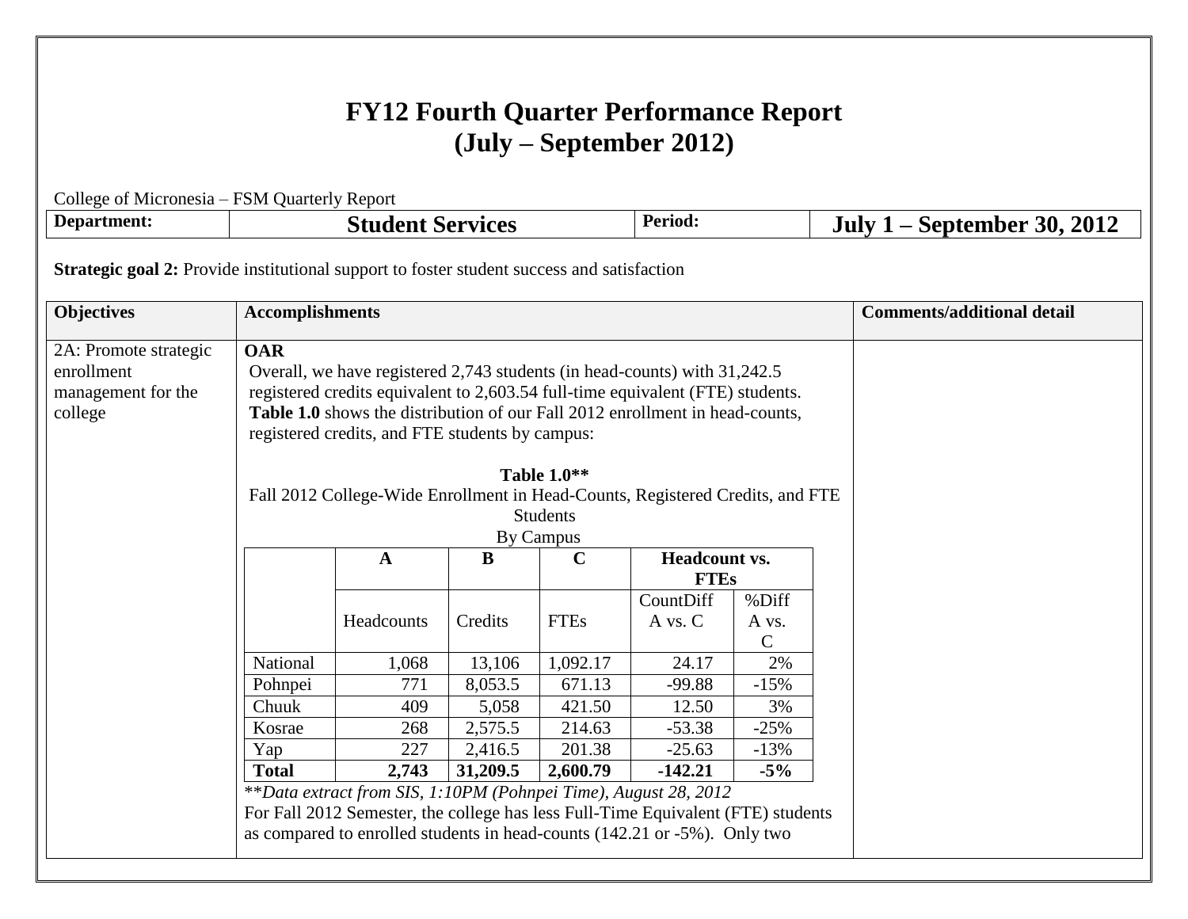# FY12 Fourth Quarter Performance Report
## (July – September 2012)

College of Micronesia – FSM Quarterly Report

| Department: | Student Services | Period: | July 1 – September 30, 2012 |
|---|---|---|---|

**Strategic goal 2:** Provide institutional support to foster student success and satisfaction

| Objectives | Accomplishments | Comments/additional detail |
|---|---|---|
| 2A: Promote strategic enrollment management for the college | **OAR**<br>Overall, we have registered 2,743 students (in head-counts) with 31,242.5 registered credits equivalent to 2,603.54 full-time equivalent (FTE) students. **Table 1.0** shows the distribution of our Fall 2012 enrollment in head-counts, registered credits, and FTE students by campus: | |

**Table 1.0****

Fall 2012 College-Wide Enrollment in Head-Counts, Registered Credits, and FTE Students

By Campus

| | A | B | C | Headcount vs. FTEs | |
|---|---|---|---|---|---|
| | Headcounts | Credits | FTEs | CountDiff A vs. C | %Diff A vs. C |
| National | 1,068 | 13,106 | 1,092.17 | 24.17 | 2% |
| Pohnpei | 771 | 8,053.5 | 671.13 | -99.88 | -15% |
| Chuuk | 409 | 5,058 | 421.50 | 12.50 | 3% |
| Kosrae | 268 | 2,575.5 | 214.63 | -53.38 | -25% |
| Yap | 227 | 2,416.5 | 201.38 | -25.63 | -13% |
| **Total** | **2,743** | **31,209.5** | **2,600.79** | **-142.21** | **-5%** |

*\*\*Data extract from SIS, 1:10PM (Pohnpei Time), August 28, 2012*

For Fall 2012 Semester, the college has less Full-Time Equivalent (FTE) students as compared to enrolled students in head-counts (142.21 or -5%). Only two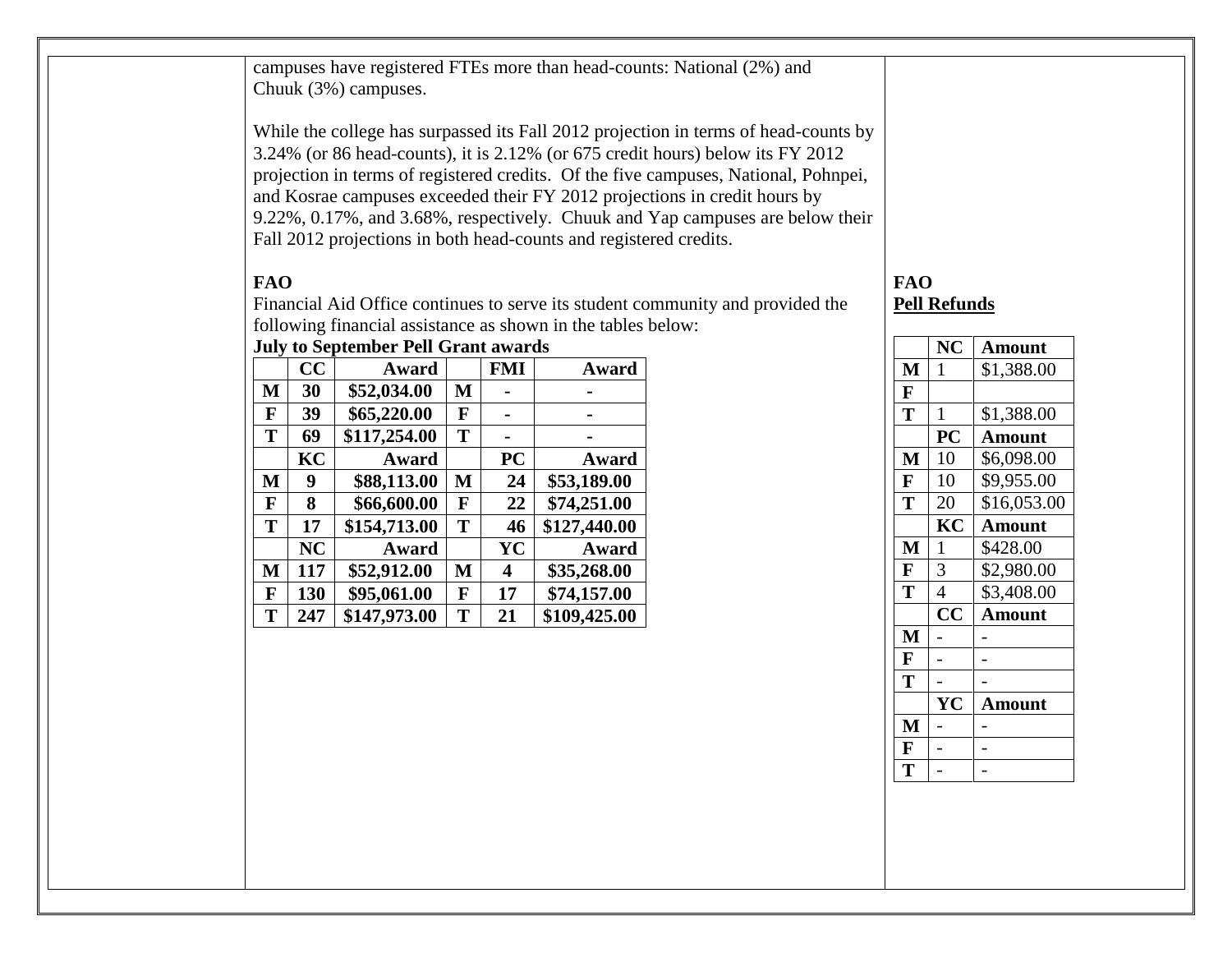campuses have registered FTEs more than head-counts: National (2%) and Chuuk (3%) campuses.

While the college has surpassed its Fall 2012 projection in terms of head-counts by 3.24% (or 86 head-counts), it is 2.12% (or 675 credit hours) below its FY 2012 projection in terms of registered credits. Of the five campuses, National, Pohnpei, and Kosrae campuses exceeded their FY 2012 projections in credit hours by 9.22%, 0.17%, and 3.68%, respectively. Chuuk and Yap campuses are below their Fall 2012 projections in both head-counts and registered credits.

**FAO**

Financial Aid Office continues to serve its student community and provided the following financial assistance as shown in the tables below:

**July to September Pell Grant awards**

| | CC | Award | | FMI | Award |
|---|---|---|---|---|---|
| **M** | **30** | **$52,034.00** | **M** | **-** | **-** |
| **F** | **39** | **$65,220.00** | **F** | **-** | **-** |
| **T** | **69** | **$117,254.00** | **T** | **-** | **-** |
| | **KC** | **Award** | | **PC** | **Award** |
| **M** | **9** | **$88,113.00** | **M** | **24** | **$53,189.00** |
| **F** | **8** | **$66,600.00** | **F** | **22** | **$74,251.00** |
| **T** | **17** | **$154,713.00** | **T** | **46** | **$127,440.00** |
| | **NC** | **Award** | | **YC** | **Award** |
| **M** | **117** | **$52,912.00** | **M** | **4** | **$35,268.00** |
| **F** | **130** | **$95,061.00** | **F** | **17** | **$74,157.00** |
| **T** | **247** | **$147,973.00** | **T** | **21** | **$109,425.00** |

**FAO**

**Pell Refunds**

| | NC | Amount |
|---|---|---|
| **M** | 1 | $1,388.00 |
| **F** | | |
| **T** | 1 | $1,388.00 |
| | **PC** | **Amount** |
| **M** | 10 | $6,098.00 |
| **F** | 10 | $9,955.00 |
| **T** | 20 | $16,053.00 |
| | **KC** | **Amount** |
| **M** | 1 | $428.00 |
| **F** | 3 | $2,980.00 |
| **T** | 4 | $3,408.00 |
| | **CC** | **Amount** |
| **M** | - | - |
| **F** | - | - |
| **T** | - | - |
| | **YC** | **Amount** |
| **M** | - | - |
| **F** | - | - |
| **T** | - | - |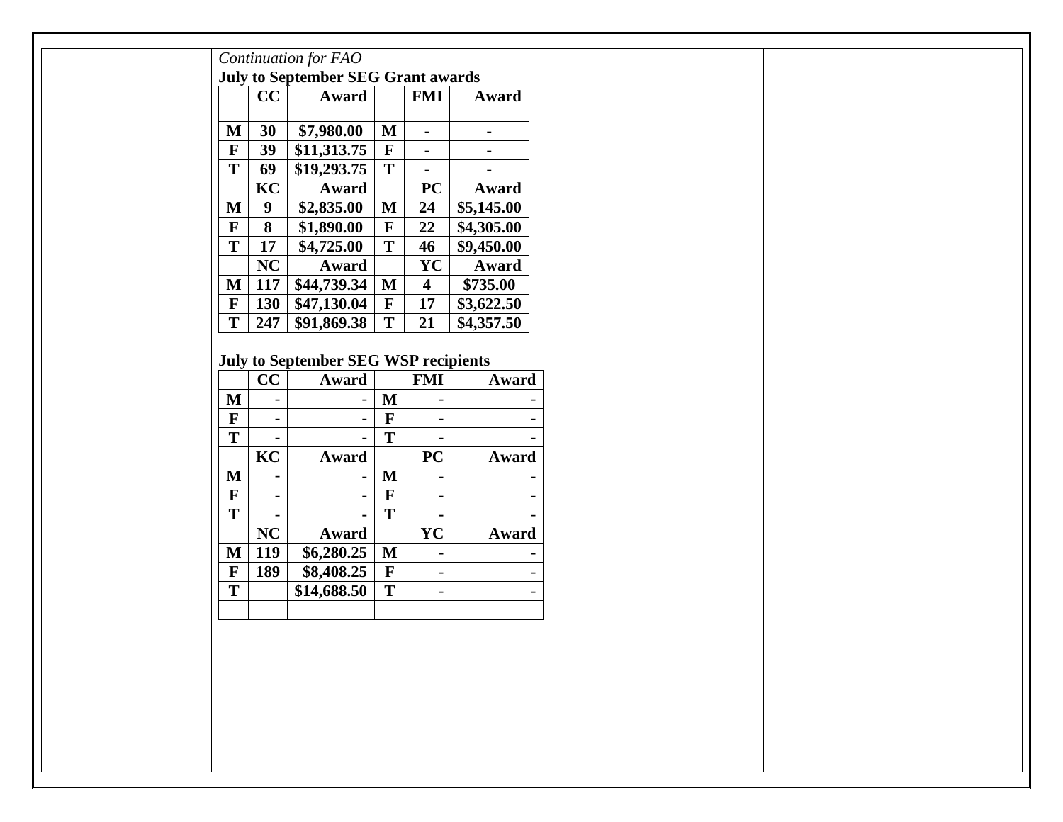*Continuation for FAO*

**July to September SEG Grant awards**

| | CC | Award | | FMI | Award |
|---|---|---|---|---|---|
| M | 30 | $7,980.00 | M | - | - |
| F | 39 | $11,313.75 | F | - | - |
| T | 69 | $19,293.75 | T | - | - |
| | KC | Award | | PC | Award |
| M | 9 | $2,835.00 | M | 24 | $5,145.00 |
| F | 8 | $1,890.00 | F | 22 | $4,305.00 |
| T | 17 | $4,725.00 | T | 46 | $9,450.00 |
| | NC | Award | | YC | Award |
| M | 117 | $44,739.34 | M | 4 | $735.00 |
| F | 130 | $47,130.04 | F | 17 | $3,622.50 |
| T | 247 | $91,869.38 | T | 21 | $4,357.50 |

**July to September SEG WSP recipients**

| | CC | Award | | FMI | Award |
|---|---|---|---|---|---|
| M | - | - | M | - | - |
| F | - | - | F | - | - |
| T | - | - | T | - | - |
| | KC | Award | | PC | Award |
| M | - | - | M | - | - |
| F | - | - | F | - | - |
| T | - | - | T | - | - |
| | NC | Award | | YC | Award |
| M | 119 | $6,280.25 | M | - | - |
| F | 189 | $8,408.25 | F | - | - |
| T | | $14,688.50 | T | - | - |
| | | | | | |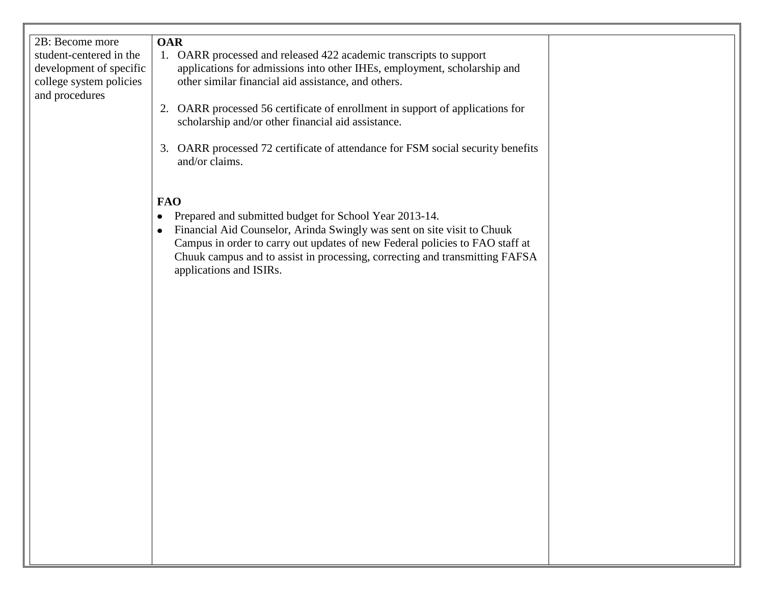| 2B: Become more student-centered in the development of specific college system policies and procedures | **OAR**<br>1. OARR processed and released 422 academic transcripts to support applications for admissions into other IHEs, employment, scholarship and other similar financial aid assistance, and others.<br><br>2. OARR processed 56 certificate of enrollment in support of applications for scholarship and/or other financial aid assistance.<br><br>3. OARR processed 72 certificate of attendance for FSM social security benefits and/or claims.<br><br>**FAO**<br>• Prepared and submitted budget for School Year 2013-14.<br>• Financial Aid Counselor, Arinda Swingly was sent on site visit to Chuuk Campus in order to carry out updates of new Federal policies to FAO staff at Chuuk campus and to assist in processing, correcting and transmitting FAFSA applications and ISIRs. | |
|---|---|---|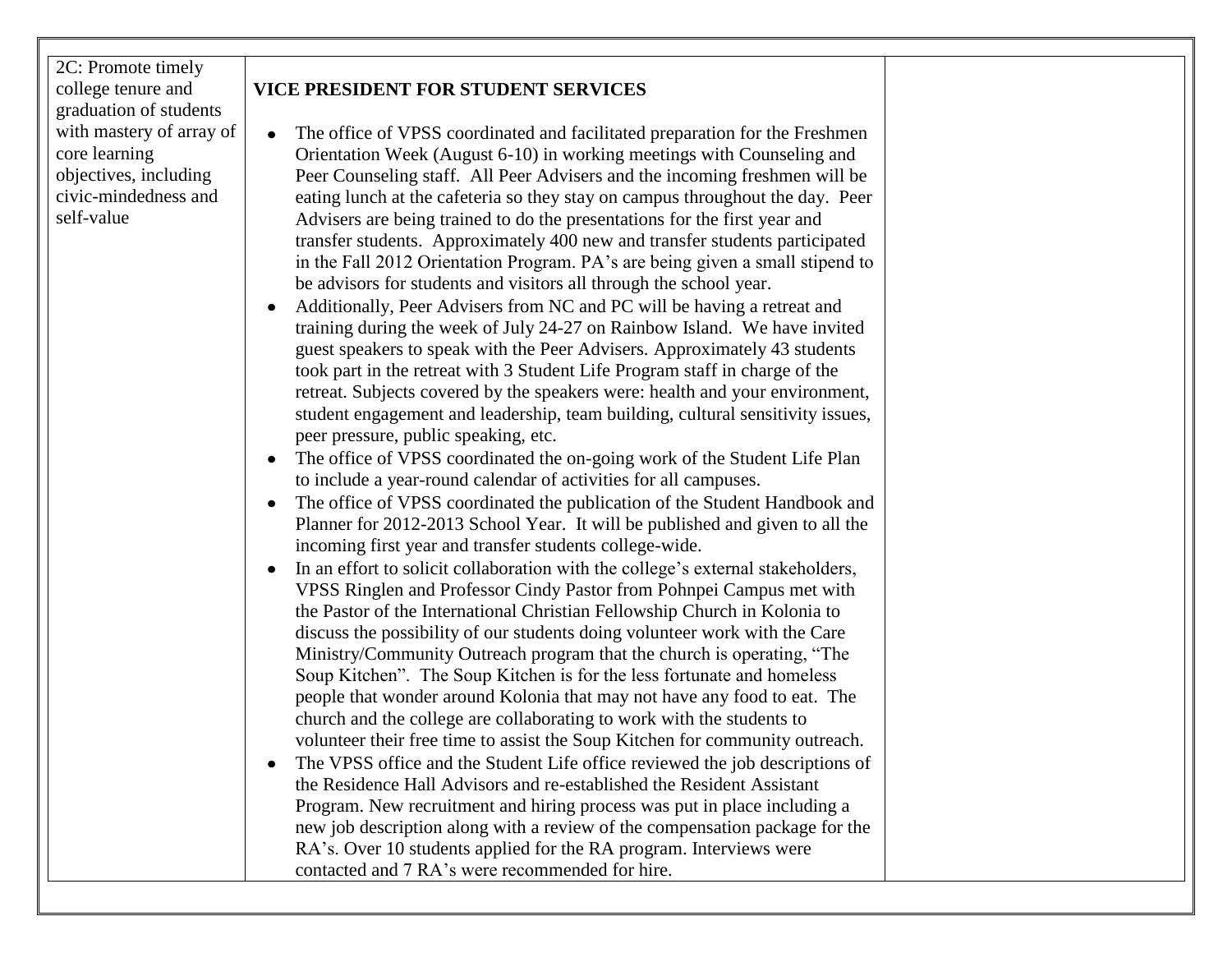| 2C: Promote timely college tenure and graduation of students with mastery of array of core learning objectives, including civic-mindedness and self-value | **VICE PRESIDENT FOR STUDENT SERVICES**<br><br>• The office of VPSS coordinated and facilitated preparation for the Freshmen Orientation Week (August 6-10) in working meetings with Counseling and Peer Counseling staff. All Peer Advisers and the incoming freshmen will be eating lunch at the cafeteria so they stay on campus throughout the day. Peer Advisers are being trained to do the presentations for the first year and transfer students. Approximately 400 new and transfer students participated in the Fall 2012 Orientation Program. PA's are being given a small stipend to be advisors for students and visitors all through the school year.<br>• Additionally, Peer Advisers from NC and PC will be having a retreat and training during the week of July 24-27 on Rainbow Island. We have invited guest speakers to speak with the Peer Advisers. Approximately 43 students took part in the retreat with 3 Student Life Program staff in charge of the retreat. Subjects covered by the speakers were: health and your environment, student engagement and leadership, team building, cultural sensitivity issues, peer pressure, public speaking, etc.<br>• The office of VPSS coordinated the on-going work of the Student Life Plan to include a year-round calendar of activities for all campuses.<br>• The office of VPSS coordinated the publication of the Student Handbook and Planner for 2012-2013 School Year. It will be published and given to all the incoming first year and transfer students college-wide.<br>• In an effort to solicit collaboration with the college's external stakeholders, VPSS Ringlen and Professor Cindy Pastor from Pohnpei Campus met with the Pastor of the International Christian Fellowship Church in Kolonia to discuss the possibility of our students doing volunteer work with the Care Ministry/Community Outreach program that the church is operating, "The Soup Kitchen". The Soup Kitchen is for the less fortunate and homeless people that wonder around Kolonia that may not have any food to eat. The church and the college are collaborating to work with the students to volunteer their free time to assist the Soup Kitchen for community outreach.<br>• The VPSS office and the Student Life office reviewed the job descriptions of the Residence Hall Advisors and re-established the Resident Assistant Program. New recruitment and hiring process was put in place including a new job description along with a review of the compensation package for the RA's. Over 10 students applied for the RA program. Interviews were contacted and 7 RA's were recommended for hire. | |
|---|---|---|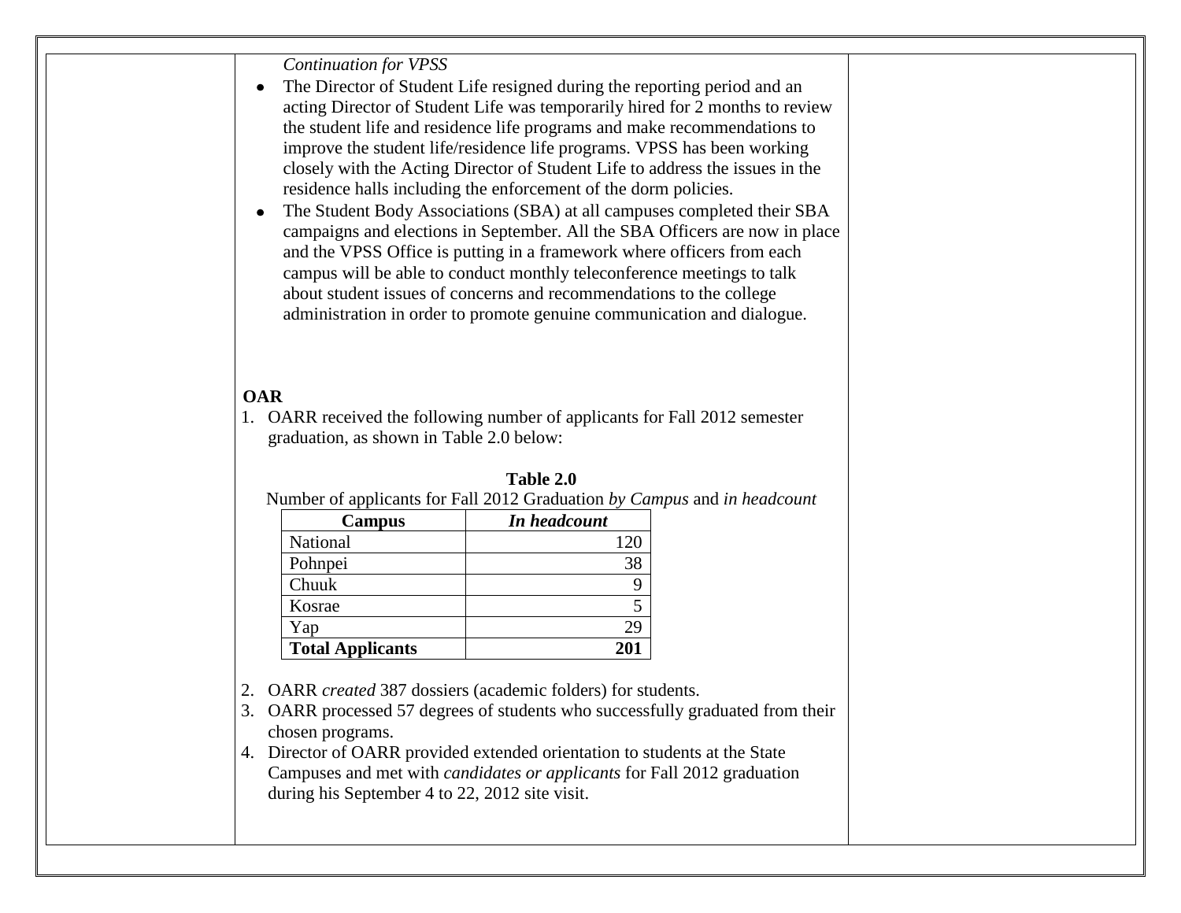*Continuation for VPSS*

- The Director of Student Life resigned during the reporting period and an acting Director of Student Life was temporarily hired for 2 months to review the student life and residence life programs and make recommendations to improve the student life/residence life programs. VPSS has been working closely with the Acting Director of Student Life to address the issues in the residence halls including the enforcement of the dorm policies.
- The Student Body Associations (SBA) at all campuses completed their SBA campaigns and elections in September. All the SBA Officers are now in place and the VPSS Office is putting in a framework where officers from each campus will be able to conduct monthly teleconference meetings to talk about student issues of concerns and recommendations to the college administration in order to promote genuine communication and dialogue.

**OAR**

1. OARR received the following number of applicants for Fall 2012 semester graduation, as shown in Table 2.0 below:

**Table 2.0**

Number of applicants for Fall 2012 Graduation *by Campus* and *in headcount*

| Campus | *In headcount* |
|---|---:|
| National | 120 |
| Pohnpei | 38 |
| Chuuk | 9 |
| Kosrae | 5 |
| Yap | 29 |
| **Total Applicants** | **201** |

2. OARR *created* 387 dossiers (academic folders) for students.
3. OARR processed 57 degrees of students who successfully graduated from their chosen programs.
4. Director of OARR provided extended orientation to students at the State Campuses and met with *candidates or applicants* for Fall 2012 graduation during his September 4 to 22, 2012 site visit.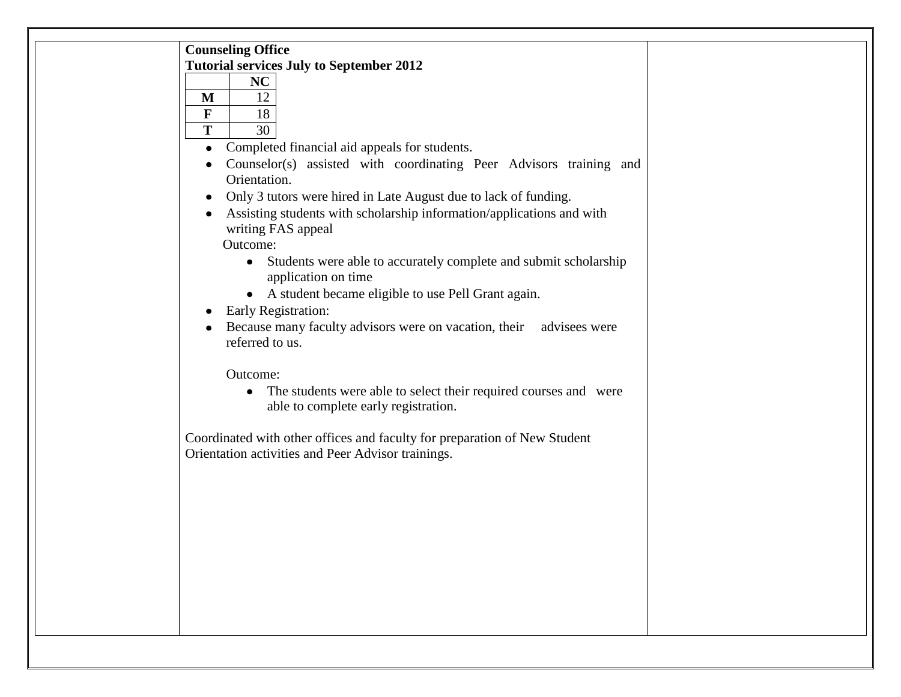**Counseling Office**

**Tutorial services July to September 2012**

|  | NC |
|---|---|
| **M** | 12 |
| **F** | 18 |
| **T** | 30 |

- Completed financial aid appeals for students.
- Counselor(s) assisted with coordinating Peer Advisors training and Orientation.
- Only 3 tutors were hired in Late August due to lack of funding.
- Assisting students with scholarship information/applications and with writing FAS appeal

  Outcome:

  - Students were able to accurately complete and submit scholarship application on time
  - A student became eligible to use Pell Grant again.
- Early Registration:
- Because many faculty advisors were on vacation, their advisees were referred to us.

  Outcome:

  - The students were able to select their required courses and were able to complete early registration.

Coordinated with other offices and faculty for preparation of New Student Orientation activities and Peer Advisor trainings.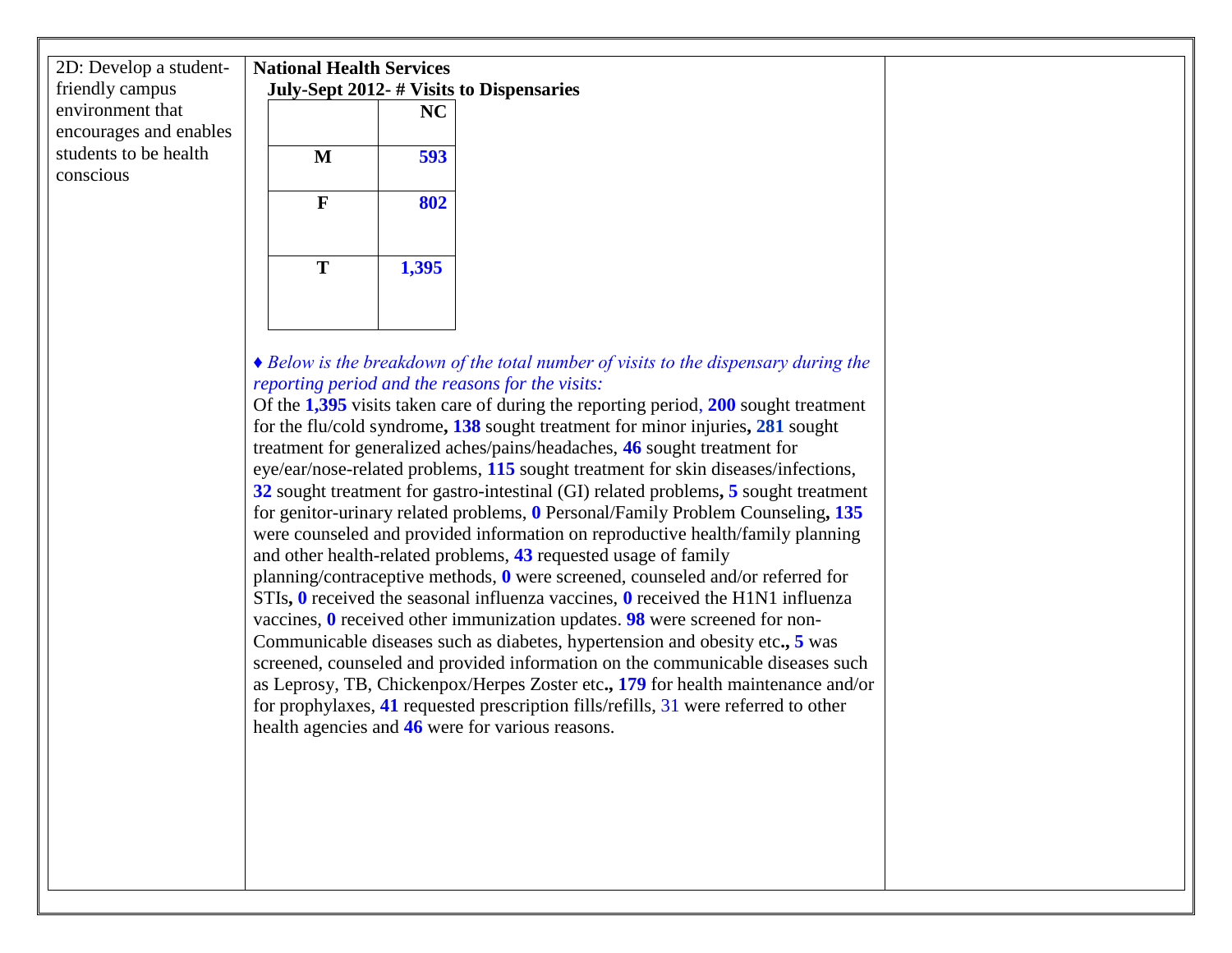| 2D: Develop a student-friendly campus environment that encourages and enables students to be health conscious | **National Health Services**<br>**July-Sept 2012- # Visits to Dispensaries**<br><br>\| \| **NC** \|<br>\|---\|---\|<br>\| **M** \| **593** \|<br>\| **F** \| **802** \|<br>\| **T** \| **1,395** \|<br><br>♦ *Below is the breakdown of the total number of visits to the dispensary during the reporting period and the reasons for the visits:*<br>Of the **1,395** visits taken care of during the reporting period, **200** sought treatment for the flu/cold syndrome**, 138** sought treatment for minor injuries**, 281** sought treatment for generalized aches/pains/headaches, **46** sought treatment for eye/ear/nose-related problems, **115** sought treatment for skin diseases/infections, **32** sought treatment for gastro-intestinal (GI) related problems**, 5** sought treatment for genitor-urinary related problems, **0** Personal/Family Problem Counseling**, 135** were counseled and provided information on reproductive health/family planning and other health-related problems, **43** requested usage of family planning/contraceptive methods, **0** were screened, counseled and/or referred for STIs**, 0** received the seasonal influenza vaccines, **0** received the H1N1 influenza vaccines, **0** received other immunization updates. **98** were screened for non-Communicable diseases such as diabetes, hypertension and obesity etc**., 5** was screened, counseled and provided information on the communicable diseases such as Leprosy, TB, Chickenpox/Herpes Zoster etc**., 179** for health maintenance and/or for prophylaxes, **41** requested prescription fills/refills, 31 were referred to other health agencies and **46** were for various reasons. | |
|---|---|---|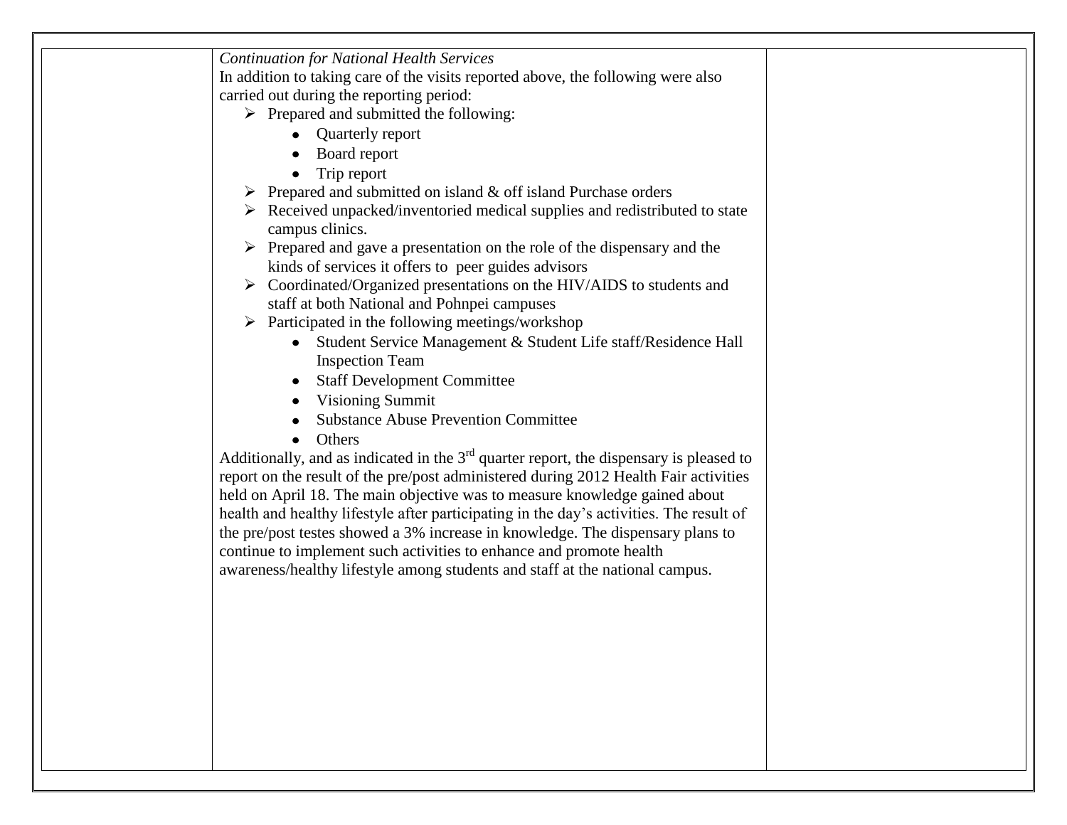| | *Continuation for National Health Services*<br>In addition to taking care of the visits reported above, the following were also carried out during the reporting period:<br>➢ Prepared and submitted the following:<br>• Quarterly report<br>• Board report<br>• Trip report<br>➢ Prepared and submitted on island & off island Purchase orders<br>➢ Received unpacked/inventoried medical supplies and redistributed to state campus clinics.<br>➢ Prepared and gave a presentation on the role of the dispensary and the kinds of services it offers to peer guides advisors<br>➢ Coordinated/Organized presentations on the HIV/AIDS to students and staff at both National and Pohnpei campuses<br>➢ Participated in the following meetings/workshop<br>• Student Service Management & Student Life staff/Residence Hall Inspection Team<br>• Staff Development Committee<br>• Visioning Summit<br>• Substance Abuse Prevention Committee<br>• Others<br>Additionally, and as indicated in the 3rd quarter report, the dispensary is pleased to report on the result of the pre/post administered during 2012 Health Fair activities held on April 18. The main objective was to measure knowledge gained about health and healthy lifestyle after participating in the day's activities. The result of the pre/post testes showed a 3% increase in knowledge. The dispensary plans to continue to implement such activities to enhance and promote health awareness/healthy lifestyle among students and staff at the national campus. | |
|---|---|---|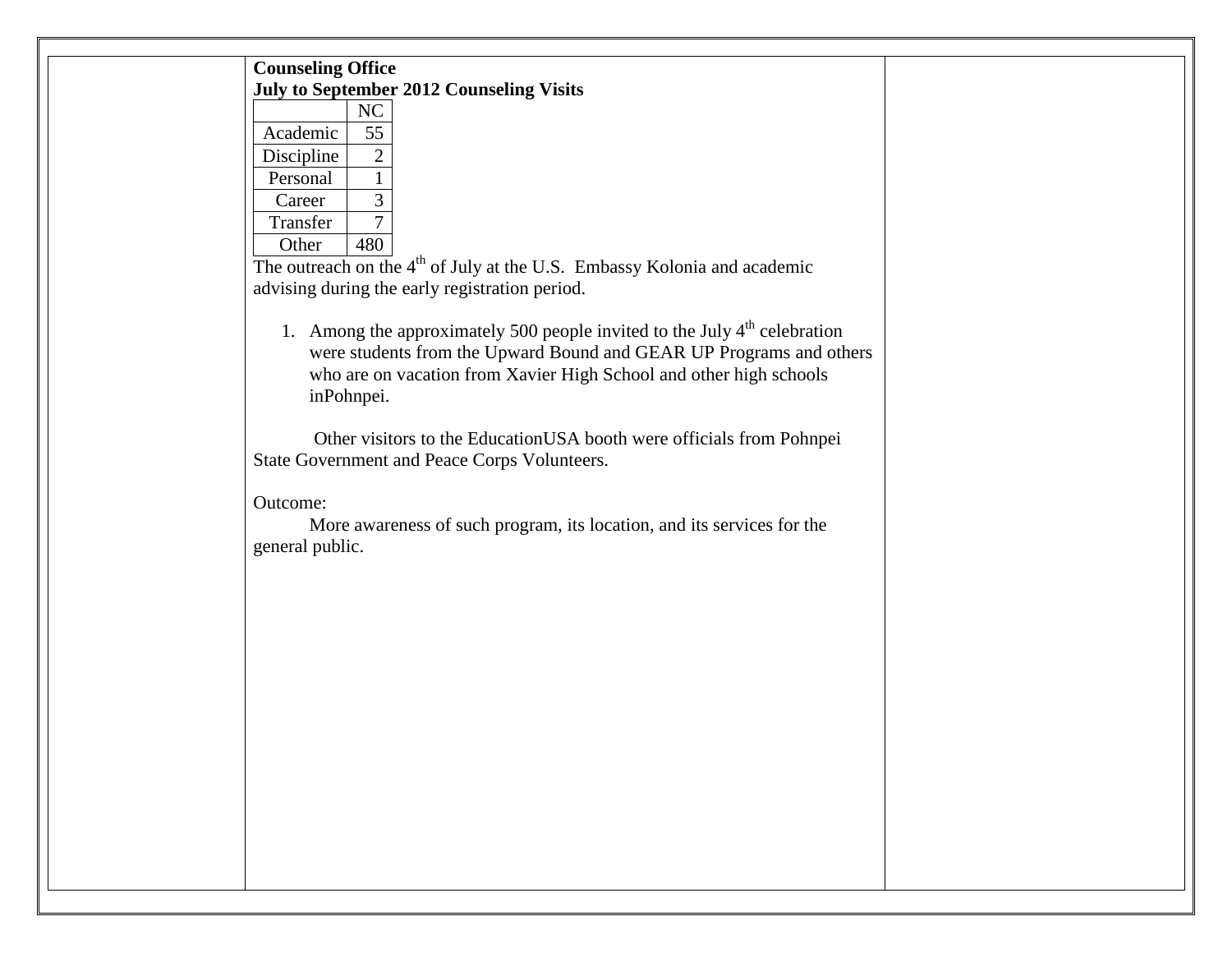**Counseling Office**
**July to September 2012 Counseling Visits**

| | NC |
|---|---|
| Academic | 55 |
| Discipline | 2 |
| Personal | 1 |
| Career | 3 |
| Transfer | 7 |
| Other | 480 |

The outreach on the 4th of July at the U.S. Embassy Kolonia and academic advising during the early registration period.

1. Among the approximately 500 people invited to the July 4th celebration were students from the Upward Bound and GEAR UP Programs and others who are on vacation from Xavier High School and other high schools inPohnpei.

Other visitors to the EducationUSA booth were officials from Pohnpei State Government and Peace Corps Volunteers.

Outcome:

More awareness of such program, its location, and its services for the general public.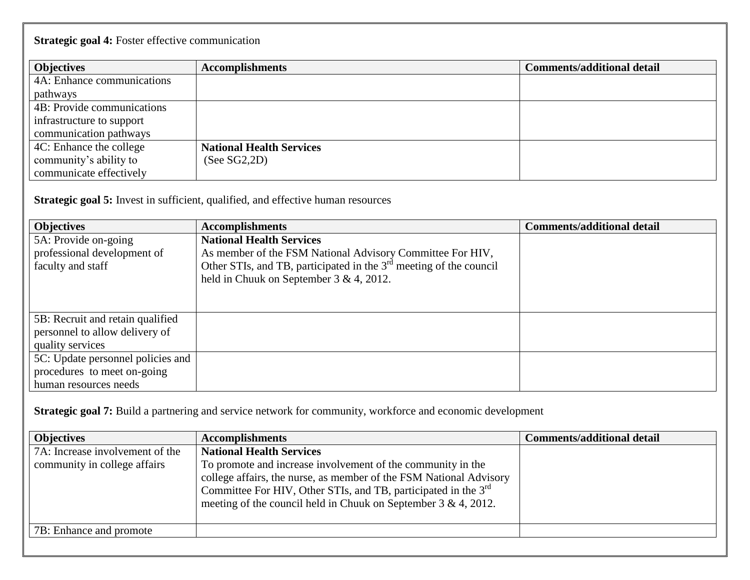**Strategic goal 4:** Foster effective communication

| Objectives | Accomplishments | Comments/additional detail |
|---|---|---|
| 4A: Enhance communications pathways | | |
| 4B: Provide communications infrastructure to support communication pathways | | |
| 4C: Enhance the college community's ability to communicate effectively | **National Health Services** (See SG2,2D) | |

**Strategic goal 5:** Invest in sufficient, qualified, and effective human resources

| Objectives | Accomplishments | Comments/additional detail |
|---|---|---|
| 5A: Provide on-going professional development of faculty and staff | **National Health Services** As member of the FSM National Advisory Committee For HIV, Other STIs, and TB, participated in the 3rd meeting of the council held in Chuuk on September 3 & 4, 2012. | |
| 5B: Recruit and retain qualified personnel to allow delivery of quality services | | |
| 5C: Update personnel policies and procedures to meet on-going human resources needs | | |

**Strategic goal 7:** Build a partnering and service network for community, workforce and economic development

| Objectives | Accomplishments | Comments/additional detail |
|---|---|---|
| 7A: Increase involvement of the community in college affairs | **National Health Services** To promote and increase involvement of the community in the college affairs, the nurse, as member of the FSM National Advisory Committee For HIV, Other STIs, and TB, participated in the 3rd meeting of the council held in Chuuk on September 3 & 4, 2012. | |
| 7B: Enhance and promote | | |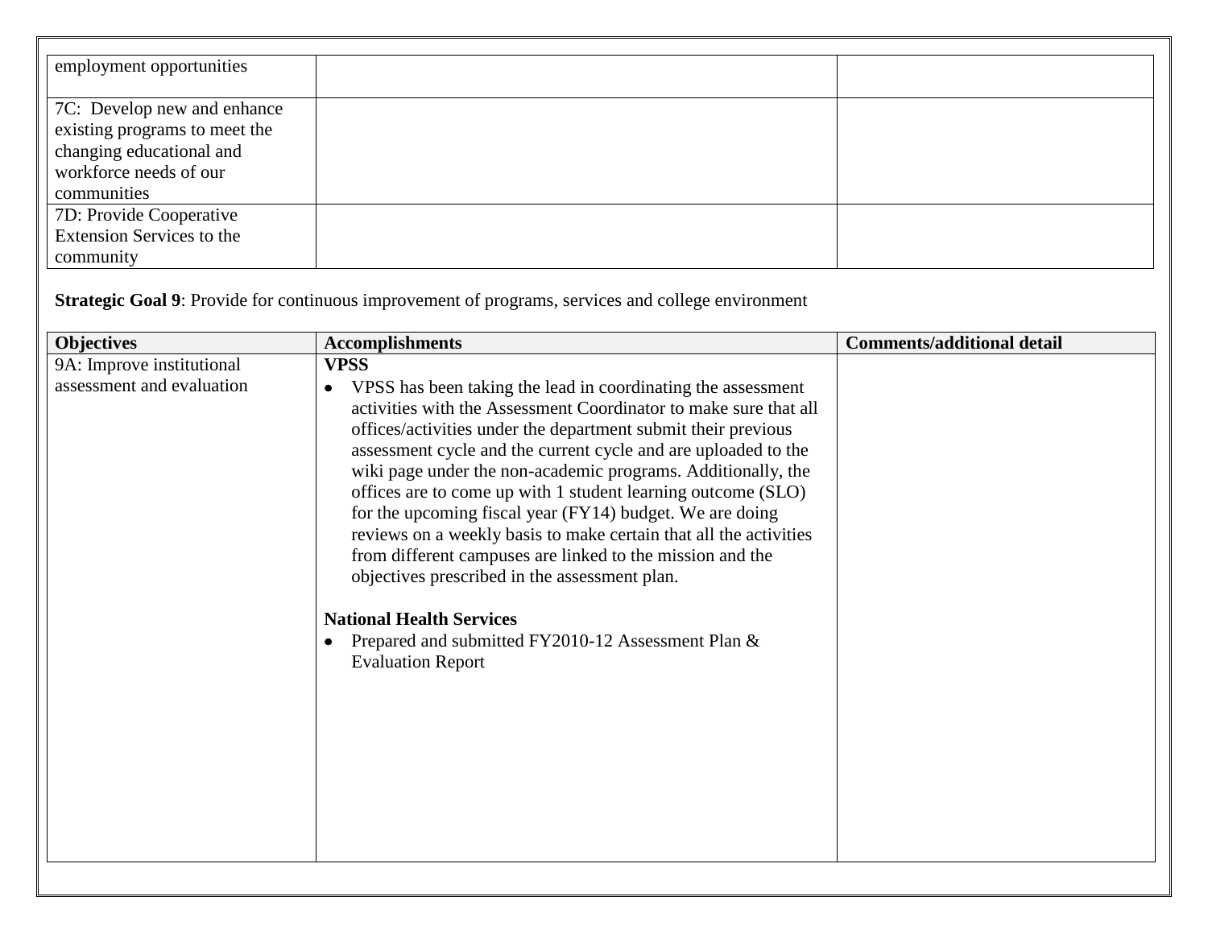| employment opportunities | | |
| --- | --- | --- |
| 7C: Develop new and enhance existing programs to meet the changing educational and workforce needs of our communities | | |
| 7D: Provide Cooperative Extension Services to the community | | |

**Strategic Goal 9**: Provide for continuous improvement of programs, services and college environment

| Objectives | Accomplishments | Comments/additional detail |
| --- | --- | --- |
| 9A: Improve institutional assessment and evaluation | **VPSS**<br>• VPSS has been taking the lead in coordinating the assessment activities with the Assessment Coordinator to make sure that all offices/activities under the department submit their previous assessment cycle and the current cycle and are uploaded to the wiki page under the non-academic programs. Additionally, the offices are to come up with 1 student learning outcome (SLO) for the upcoming fiscal year (FY14) budget. We are doing reviews on a weekly basis to make certain that all the activities from different campuses are linked to the mission and the objectives prescribed in the assessment plan.<br><br>**National Health Services**<br>• Prepared and submitted FY2010-12 Assessment Plan & Evaluation Report | |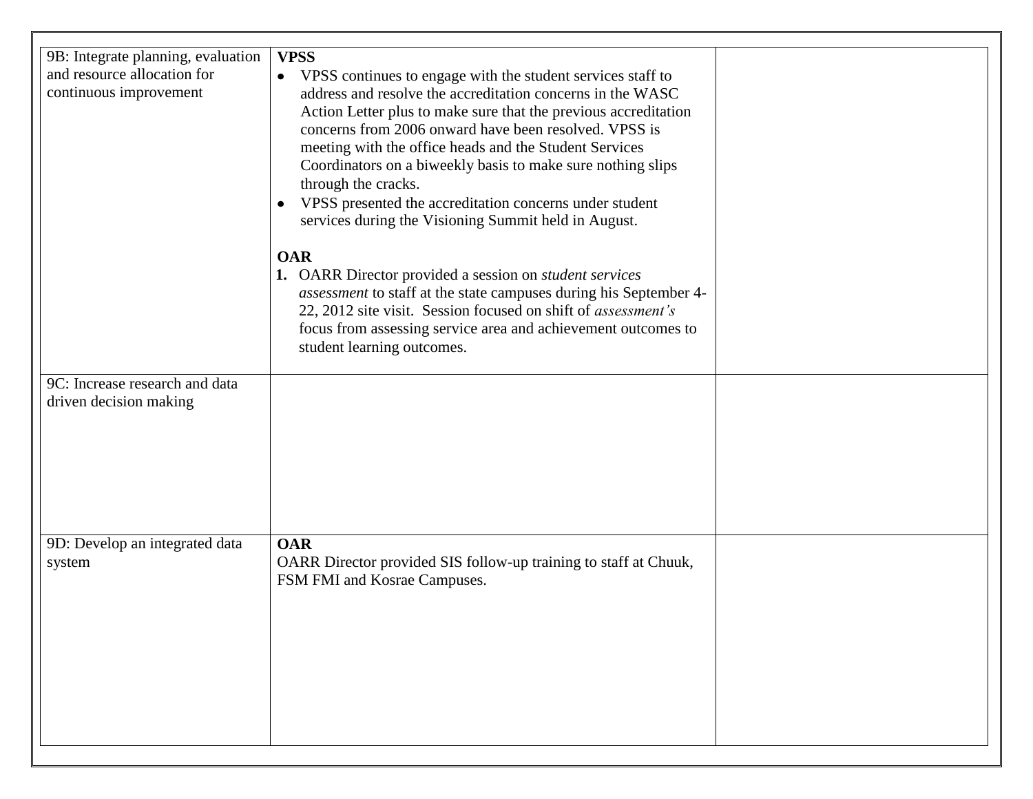| | | |
|---|---|---|
| 9B: Integrate planning, evaluation and resource allocation for continuous improvement | **VPSS**<br>• VPSS continues to engage with the student services staff to address and resolve the accreditation concerns in the WASC Action Letter plus to make sure that the previous accreditation concerns from 2006 onward have been resolved. VPSS is meeting with the office heads and the Student Services Coordinators on a biweekly basis to make sure nothing slips through the cracks.<br>• VPSS presented the accreditation concerns under student services during the Visioning Summit held in August.<br><br>**OAR**<br>**1.** OARR Director provided a session on *student services assessment* to staff at the state campuses during his September 4-22, 2012 site visit. Session focused on shift of *assessment's* focus from assessing service area and achievement outcomes to student learning outcomes. | |
| 9C: Increase research and data driven decision making | | |
| 9D: Develop an integrated data system | **OAR**<br>OARR Director provided SIS follow-up training to staff at Chuuk, FSM FMI and Kosrae Campuses. | |